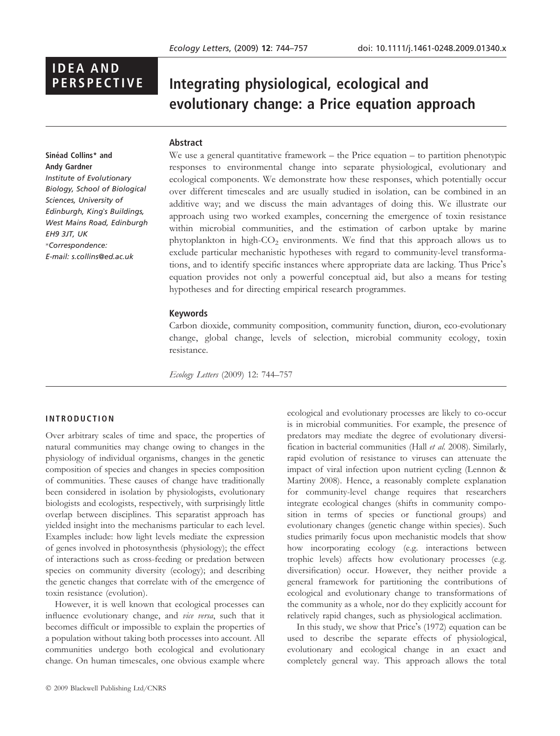IDEA AND PERSPECTIVE

# Integrating physiological, ecological and evolutionary change: a Price equation approach

**Sinéad Collins\* and Andy Gardner**
*Institute of Evolutionary Biology, School of Biological Sciences, University of Edinburgh, King's Buildings, West Mains Road, Edinburgh EH9 3JT, UK*
*\*Correspondence: E-mail: s.collins@ed.ac.uk*

## Abstract

We use a general quantitative framework – the Price equation – to partition phenotypic responses to environmental change into separate physiological, evolutionary and ecological components. We demonstrate how these responses, which potentially occur over different timescales and are usually studied in isolation, can be combined in an additive way; and we discuss the main advantages of doing this. We illustrate our approach using two worked examples, concerning the emergence of toxin resistance within microbial communities, and the estimation of carbon uptake by marine phytoplankton in high-$CO_2$ environments. We find that this approach allows us to exclude particular mechanistic hypotheses with regard to community-level transformations, and to identify specific instances where appropriate data are lacking. Thus Price's equation provides not only a powerful conceptual aid, but also a means for testing hypotheses and for directing empirical research programmes.

## Keywords

Carbon dioxide, community composition, community function, diuron, eco-evolutionary change, global change, levels of selection, microbial community ecology, toxin resistance.

*Ecology Letters* (2009) 12: 744–757

## INTRODUCTION

Over arbitrary scales of time and space, the properties of natural communities may change owing to changes in the physiology of individual organisms, changes in the genetic composition of species and changes in species composition of communities. These causes of change have traditionally been considered in isolation by physiologists, evolutionary biologists and ecologists, respectively, with surprisingly little overlap between disciplines. This separatist approach has yielded insight into the mechanisms particular to each level. Examples include: how light levels mediate the expression of genes involved in photosynthesis (physiology); the effect of interactions such as cross-feeding or predation between species on community diversity (ecology); and describing the genetic changes that correlate with of the emergence of toxin resistance (evolution).

However, it is well known that ecological processes can influence evolutionary change, and *vice versa*, such that it becomes difficult or impossible to explain the properties of a population without taking both processes into account. All communities undergo both ecological and evolutionary change. On human timescales, one obvious example where ecological and evolutionary processes are likely to co-occur is in microbial communities. For example, the presence of predators may mediate the degree of evolutionary diversification in bacterial communities (Hall *et al.* 2008). Similarly, rapid evolution of resistance to viruses can attenuate the impact of viral infection upon nutrient cycling (Lennon & Martiny 2008). Hence, a reasonably complete explanation for community-level change requires that researchers integrate ecological changes (shifts in community composition in terms of species or functional groups) and evolutionary changes (genetic change within species). Such studies primarily focus upon mechanistic models that show how incorporating ecology (e.g. interactions between trophic levels) affects how evolutionary processes (e.g. diversification) occur. However, they neither provide a general framework for partitioning the contributions of ecological and evolutionary change to transformations of the community as a whole, nor do they explicitly account for relatively rapid changes, such as physiological acclimation.

In this study, we show that Price's (1972) equation can be used to describe the separate effects of physiological, evolutionary and ecological change in an exact and completely general way. This approach allows the total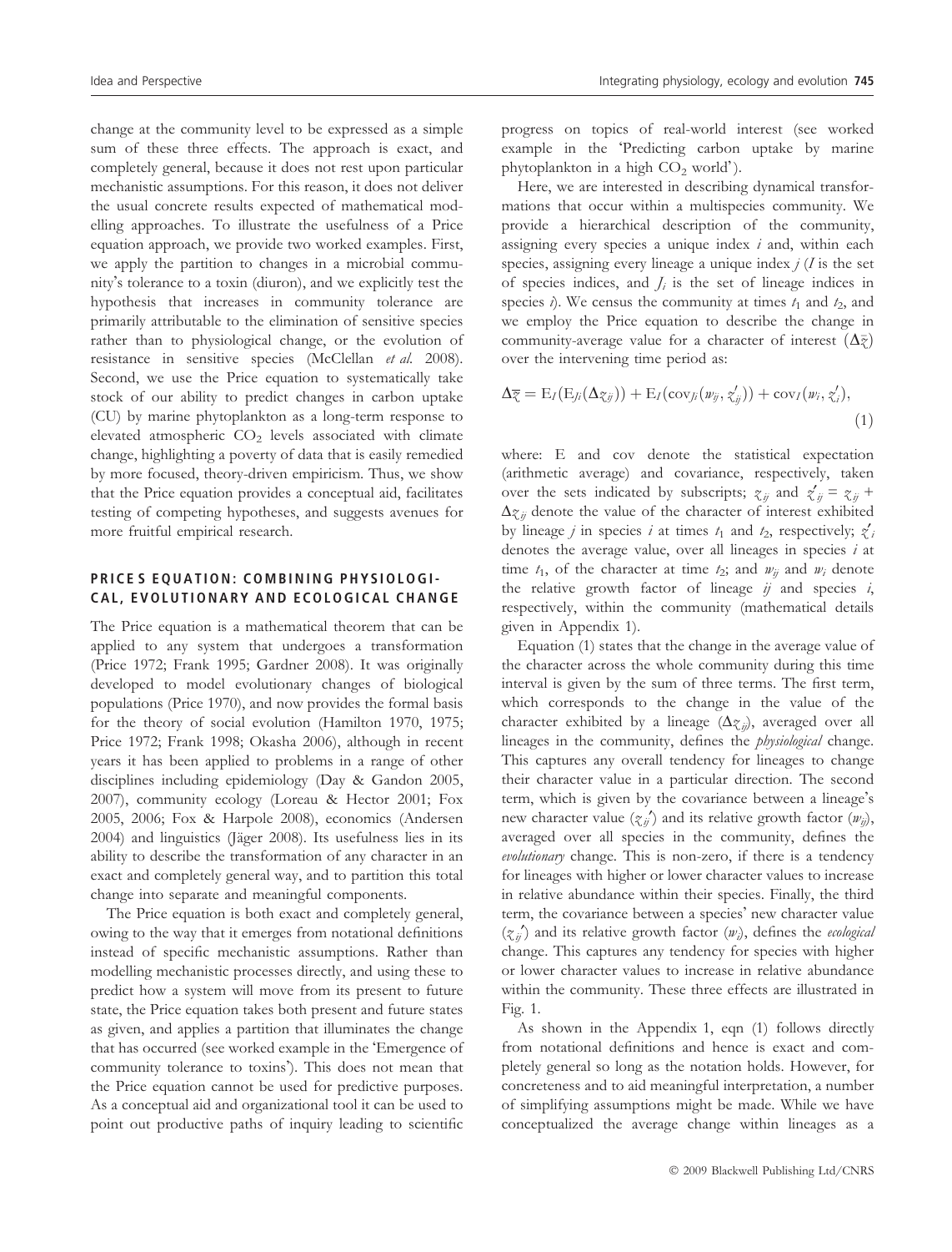change at the community level to be expressed as a simple sum of these three effects. The approach is exact, and completely general, because it does not rest upon particular mechanistic assumptions. For this reason, it does not deliver the usual concrete results expected of mathematical modelling approaches. To illustrate the usefulness of a Price equation approach, we provide two worked examples. First, we apply the partition to changes in a microbial community's tolerance to a toxin (diuron), and we explicitly test the hypothesis that increases in community tolerance are primarily attributable to the elimination of sensitive species rather than to physiological change, or the evolution of resistance in sensitive species (McClellan *et al.* 2008). Second, we use the Price equation to systematically take stock of our ability to predict changes in carbon uptake (CU) by marine phytoplankton as a long-term response to elevated atmospheric $CO_2$ levels associated with climate change, highlighting a poverty of data that is easily remedied by more focused, theory-driven empiricism. Thus, we show that the Price equation provides a conceptual aid, facilitates testing of competing hypotheses, and suggests avenues for more fruitful empirical research.

## PRICE S EQUATION: COMBINING PHYSIOLOGICAL, EVOLUTIONARY AND ECOLOGICAL CHANGE

The Price equation is a mathematical theorem that can be applied to any system that undergoes a transformation (Price 1972; Frank 1995; Gardner 2008). It was originally developed to model evolutionary changes of biological populations (Price 1970), and now provides the formal basis for the theory of social evolution (Hamilton 1970, 1975; Price 1972; Frank 1998; Okasha 2006), although in recent years it has been applied to problems in a range of other disciplines including epidemiology (Day & Gandon 2005, 2007), community ecology (Loreau & Hector 2001; Fox 2005, 2006; Fox & Harpole 2008), economics (Andersen 2004) and linguistics (Jäger 2008). Its usefulness lies in its ability to describe the transformation of any character in an exact and completely general way, and to partition this total change into separate and meaningful components.

The Price equation is both exact and completely general, owing to the way that it emerges from notational definitions instead of specific mechanistic assumptions. Rather than modelling mechanistic processes directly, and using these to predict how a system will move from its present to future state, the Price equation takes both present and future states as given, and applies a partition that illuminates the change that has occurred (see worked example in the 'Emergence of community tolerance to toxins'). This does not mean that the Price equation cannot be used for predictive purposes. As a conceptual aid and organizational tool it can be used to point out productive paths of inquiry leading to scientific progress on topics of real-world interest (see worked example in the 'Predicting carbon uptake by marine phytoplankton in a high $CO_2$ world').

Here, we are interested in describing dynamical transformations that occur within a multispecies community. We provide a hierarchical description of the community, assigning every species a unique index $i$ and, within each species, assigning every lineage a unique index $j$ ($I$ is the set of species indices, and $J_i$ is the set of lineage indices in species $i$). We census the community at times $t_1$ and $t_2$, and we employ the Price equation to describe the change in community-average value for a character of interest ($\Delta\bar{z}$) over the intervening time period as:

$$\Delta\bar{z} = \mathrm{E}_I(\mathrm{E}_{J_i}(\Delta z_{ij})) + \mathrm{E}_I(\mathrm{cov}_{J_i}(w_{ij}, z'_{ij})) + \mathrm{cov}_I(w_i, z'_i), \tag{1}$$

where: E and cov denote the statistical expectation (arithmetic average) and covariance, respectively, taken over the sets indicated by subscripts; $z_{ij}$ and $z'_{ij} = z_{ij} + \Delta z_{ij}$ denote the value of the character of interest exhibited by lineage $j$ in species $i$ at times $t_1$ and $t_2$, respectively; $z'_i$ denotes the average value, over all lineages in species $i$ at time $t_1$, of the character at time $t_2$; and $w_{ij}$ and $w_i$ denote the relative growth factor of lineage $ij$ and species $i$, respectively, within the community (mathematical details given in Appendix 1).

Equation (1) states that the change in the average value of the character across the whole community during this time interval is given by the sum of three terms. The first term, which corresponds to the change in the value of the character exhibited by a lineage ($\Delta z_{ij}$), averaged over all lineages in the community, defines the *physiological* change. This captures any overall tendency for lineages to change their character value in a particular direction. The second term, which is given by the covariance between a lineage's new character value ($z_{ij}'$) and its relative growth factor ($w_{ij}$), averaged over all species in the community, defines the *evolutionary* change. This is non-zero, if there is a tendency for lineages with higher or lower character values to increase in relative abundance within their species. Finally, the third term, the covariance between a species' new character value ($z_{ij}'$) and its relative growth factor ($w_i$), defines the *ecological* change. This captures any tendency for species with higher or lower character values to increase in relative abundance within the community. These three effects are illustrated in Fig. 1.

As shown in the Appendix 1, eqn (1) follows directly from notational definitions and hence is exact and completely general so long as the notation holds. However, for concreteness and to aid meaningful interpretation, a number of simplifying assumptions might be made. While we have conceptualized the average change within lineages as a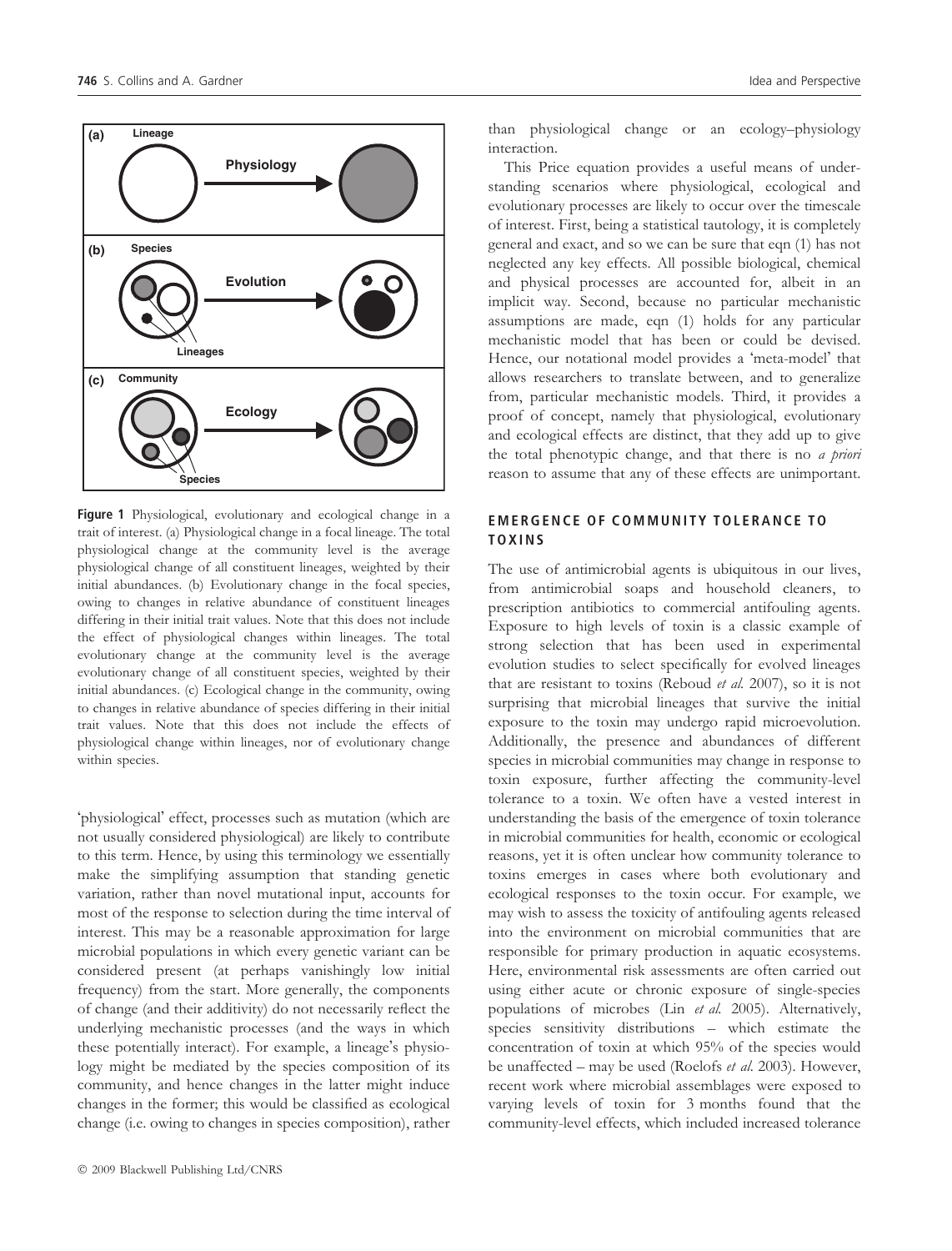**Figure 1** Physiological, evolutionary and ecological change in a trait of interest. (a) Physiological change in a focal lineage. The total physiological change at the community level is the average physiological change of all constituent lineages, weighted by their initial abundances. (b) Evolutionary change in the focal species, owing to changes in relative abundance of constituent lineages differing in their initial trait values. Note that this does not include the effect of physiological changes within lineages. The total evolutionary change at the community level is the average evolutionary change of all constituent species, weighted by their initial abundances. (c) Ecological change in the community, owing to changes in relative abundance of species differing in their initial trait values. Note that this does not include the effects of physiological change within lineages, nor of evolutionary change within species.

'physiological' effect, processes such as mutation (which are not usually considered physiological) are likely to contribute to this term. Hence, by using this terminology we essentially make the simplifying assumption that standing genetic variation, rather than novel mutational input, accounts for most of the response to selection during the time interval of interest. This may be a reasonable approximation for large microbial populations in which every genetic variant can be considered present (at perhaps vanishingly low initial frequency) from the start. More generally, the components of change (and their additivity) do not necessarily reflect the underlying mechanistic processes (and the ways in which these potentially interact). For example, a lineage's physiology might be mediated by the species composition of its community, and hence changes in the latter might induce changes in the former; this would be classified as ecological change (i.e. owing to changes in species composition), rather than physiological change or an ecology–physiology interaction.

This Price equation provides a useful means of understanding scenarios where physiological, ecological and evolutionary processes are likely to occur over the timescale of interest. First, being a statistical tautology, it is completely general and exact, and so we can be sure that eqn (1) has not neglected any key effects. All possible biological, chemical and physical processes are accounted for, albeit in an implicit way. Second, because no particular mechanistic assumptions are made, eqn (1) holds for any particular mechanistic model that has been or could be devised. Hence, our notational model provides a 'meta-model' that allows researchers to translate between, and to generalize from, particular mechanistic models. Third, it provides a proof of concept, namely that physiological, evolutionary and ecological effects are distinct, that they add up to give the total phenotypic change, and that there is no *a priori* reason to assume that any of these effects are unimportant.

## EMERGENCE OF COMMUNITY TOLERANCE TO TOXINS

The use of antimicrobial agents is ubiquitous in our lives, from antimicrobial soaps and household cleaners, to prescription antibiotics to commercial antifouling agents. Exposure to high levels of toxin is a classic example of strong selection that has been used in experimental evolution studies to select specifically for evolved lineages that are resistant to toxins (Reboud *et al.* 2007), so it is not surprising that microbial lineages that survive the initial exposure to the toxin may undergo rapid microevolution. Additionally, the presence and abundances of different species in microbial communities may change in response to toxin exposure, further affecting the community-level tolerance to a toxin. We often have a vested interest in understanding the basis of the emergence of toxin tolerance in microbial communities for health, economic or ecological reasons, yet it is often unclear how community tolerance to toxins emerges in cases where both evolutionary and ecological responses to the toxin occur. For example, we may wish to assess the toxicity of antifouling agents released into the environment on microbial communities that are responsible for primary production in aquatic ecosystems. Here, environmental risk assessments are often carried out using either acute or chronic exposure of single-species populations of microbes (Lin *et al.* 2005). Alternatively, species sensitivity distributions – which estimate the concentration of toxin at which 95% of the species would be unaffected – may be used (Roelofs *et al.* 2003). However, recent work where microbial assemblages were exposed to varying levels of toxin for 3 months found that the community-level effects, which included increased tolerance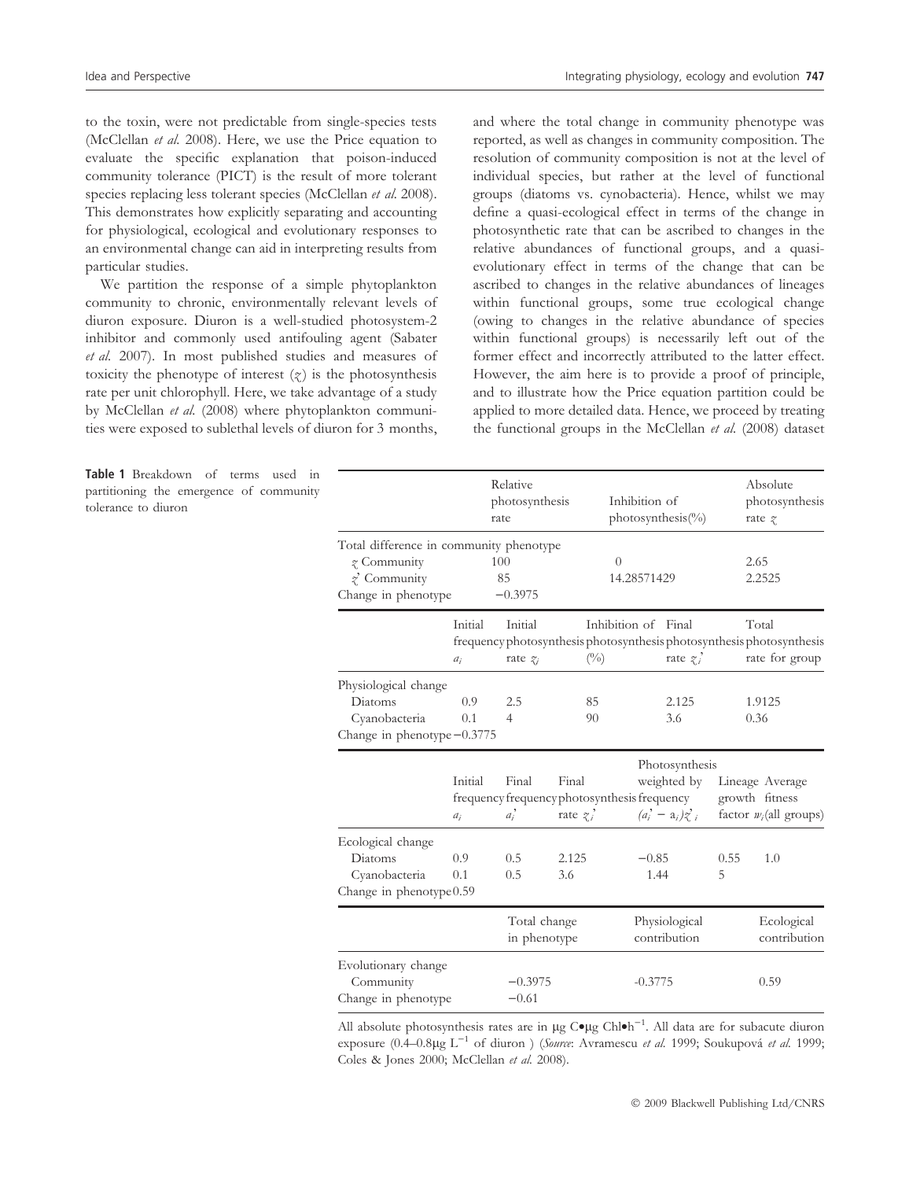to the toxin, were not predictable from single-species tests (McClellan *et al.* 2008). Here, we use the Price equation to evaluate the specific explanation that poison-induced community tolerance (PICT) is the result of more tolerant species replacing less tolerant species (McClellan *et al.* 2008). This demonstrates how explicitly separating and accounting for physiological, ecological and evolutionary responses to an environmental change can aid in interpreting results from particular studies.

We partition the response of a simple phytoplankton community to chronic, environmentally relevant levels of diuron exposure. Diuron is a well-studied photosystem-2 inhibitor and commonly used antifouling agent (Sabater *et al.* 2007). In most published studies and measures of toxicity the phenotype of interest ($z$) is the photosynthesis rate per unit chlorophyll. Here, we take advantage of a study by McClellan *et al.* (2008) where phytoplankton communities were exposed to sublethal levels of diuron for 3 months, and where the total change in community phenotype was reported, as well as changes in community composition. The resolution of community composition is not at the level of individual species, but rather at the level of functional groups (diatoms vs. cynobacteria). Hence, whilst we may define a quasi-ecological effect in terms of the change in photosynthetic rate that can be ascribed to changes in the relative abundances of functional groups, and a quasi-evolutionary effect in terms of the change that can be ascribed to changes in the relative abundances of lineages within functional groups, some true ecological change (owing to changes in the relative abundance of species within functional groups) is necessarily left out of the former effect and incorrectly attributed to the latter effect. However, the aim here is to provide a proof of principle, and to illustrate how the Price equation partition could be applied to more detailed data. Hence, we proceed by treating the functional groups in the McClellan *et al.* (2008) dataset

**Table 1** Breakdown of terms used in partitioning the emergence of community tolerance to diuron

| | Relative photosynthesis rate | Inhibition of photosynthesis(%) | Absolute photosynthesis rate $z$ |
|---|---|---|---|
| Total difference in community phenotype | | | |
| $z$ Community | 100 | 0 | 2.65 |
| $z'$ Community | 85 | 14.28571429 | 2.2525 |
| Change in phenotype | −0.3975 | | |

| | Initial frequency $a_i$ | Initial photosynthesis rate $z_i$ | Inhibition of photosynthesis (%) | Final photosynthesis rate $z_i'$ | Total photosynthesis rate for group |
|---|---|---|---|---|---|
| Physiological change | | | | | |
| Diatoms | 0.9 | 2.5 | 85 | 2.125 | 1.9125 |
| Cyanobacteria | 0.1 | 4 | 90 | 3.6 | 0.36 |
| Change in phenotype | −0.3775 | | | | |

| | Initial frequency $a_i$ | Final frequency $a_i'$ | Final photosynthesis rate $z_i'$ | Photosynthesis weighted by frequency $(a_i' - a_i)z_i'$ | Lineage growth factor | Average fitness $w_i$(all groups) |
|---|---|---|---|---|---|---|
| Ecological change | | | | | | |
| Diatoms | 0.9 | 0.5 | 2.125 | −0.85 | 0.55 | 1.0 |
| Cyanobacteria | 0.1 | 0.5 | 3.6 | 1.44 | 5 | |
| Change in phenotype | 0.59 | | | | | |

| | Total change in phenotype | Physiological contribution | Ecological contribution |
|---|---|---|---|
| Evolutionary change | | | |
| Community | −0.3975 | -0.3775 | 0.59 |
| Change in phenotype | −0.61 | | |

All absolute photosynthesis rates are in μg C•μg Chl•h$^{-1}$. All data are for subacute diuron exposure (0.4–0.8μg L$^{-1}$ of diuron ) (*Source*: Avramescu *et al.* 1999; Soukupová *et al.* 1999; Coles & Jones 2000; McClellan *et al.* 2008).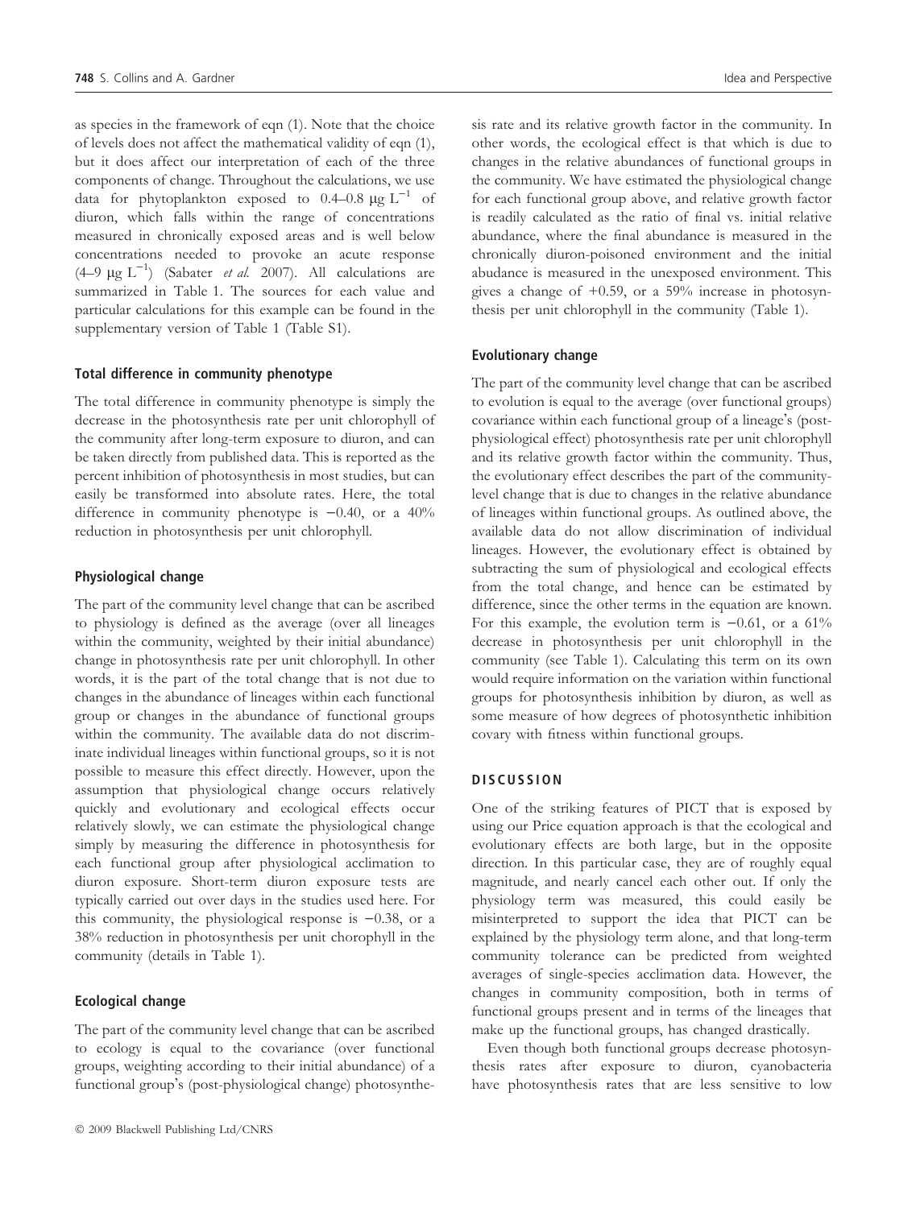as species in the framework of eqn (1). Note that the choice of levels does not affect the mathematical validity of eqn (1), but it does affect our interpretation of each of the three components of change. Throughout the calculations, we use data for phytoplankton exposed to 0.4–0.8 μg $L^{-1}$ of diuron, which falls within the range of concentrations measured in chronically exposed areas and is well below concentrations needed to provoke an acute response (4–9 μg $L^{-1}$) (Sabater *et al.* 2007). All calculations are summarized in Table 1. The sources for each value and particular calculations for this example can be found in the supplementary version of Table 1 (Table S1).

### Total difference in community phenotype

The total difference in community phenotype is simply the decrease in the photosynthesis rate per unit chlorophyll of the community after long-term exposure to diuron, and can be taken directly from published data. This is reported as the percent inhibition of photosynthesis in most studies, but can easily be transformed into absolute rates. Here, the total difference in community phenotype is −0.40, or a 40% reduction in photosynthesis per unit chlorophyll.

### Physiological change

The part of the community level change that can be ascribed to physiology is defined as the average (over all lineages within the community, weighted by their initial abundance) change in photosynthesis rate per unit chlorophyll. In other words, it is the part of the total change that is not due to changes in the abundance of lineages within each functional group or changes in the abundance of functional groups within the community. The available data do not discriminate individual lineages within functional groups, so it is not possible to measure this effect directly. However, upon the assumption that physiological change occurs relatively quickly and evolutionary and ecological effects occur relatively slowly, we can estimate the physiological change simply by measuring the difference in photosynthesis for each functional group after physiological acclimation to diuron exposure. Short-term diuron exposure tests are typically carried out over days in the studies used here. For this community, the physiological response is −0.38, or a 38% reduction in photosynthesis per unit chorophyll in the community (details in Table 1).

### Ecological change

The part of the community level change that can be ascribed to ecology is equal to the covariance (over functional groups, weighting according to their initial abundance) of a functional group's (post-physiological change) photosynthesis rate and its relative growth factor in the community. In other words, the ecological effect is that which is due to changes in the relative abundances of functional groups in the community. We have estimated the physiological change for each functional group above, and relative growth factor is readily calculated as the ratio of final vs. initial relative abundance, where the final abundance is measured in the chronically diuron-poisoned environment and the initial abudance is measured in the unexposed environment. This gives a change of +0.59, or a 59% increase in photosynthesis per unit chlorophyll in the community (Table 1).

### Evolutionary change

The part of the community level change that can be ascribed to evolution is equal to the average (over functional groups) covariance within each functional group of a lineage's (post-physiological effect) photosynthesis rate per unit chlorophyll and its relative growth factor within the community. Thus, the evolutionary effect describes the part of the community-level change that is due to changes in the relative abundance of lineages within functional groups. As outlined above, the available data do not allow discrimination of individual lineages. However, the evolutionary effect is obtained by subtracting the sum of physiological and ecological effects from the total change, and hence can be estimated by difference, since the other terms in the equation are known. For this example, the evolution term is −0.61, or a 61% decrease in photosynthesis per unit chlorophyll in the community (see Table 1). Calculating this term on its own would require information on the variation within functional groups for photosynthesis inhibition by diuron, as well as some measure of how degrees of photosynthetic inhibition covary with fitness within functional groups.

## DISCUSSION

One of the striking features of PICT that is exposed by using our Price equation approach is that the ecological and evolutionary effects are both large, but in the opposite direction. In this particular case, they are of roughly equal magnitude, and nearly cancel each other out. If only the physiology term was measured, this could easily be misinterpreted to support the idea that PICT can be explained by the physiology term alone, and that long-term community tolerance can be predicted from weighted averages of single-species acclimation data. However, the changes in community composition, both in terms of functional groups present and in terms of the lineages that make up the functional groups, has changed drastically.

Even though both functional groups decrease photosynthesis rates after exposure to diuron, cyanobacteria have photosynthesis rates that are less sensitive to low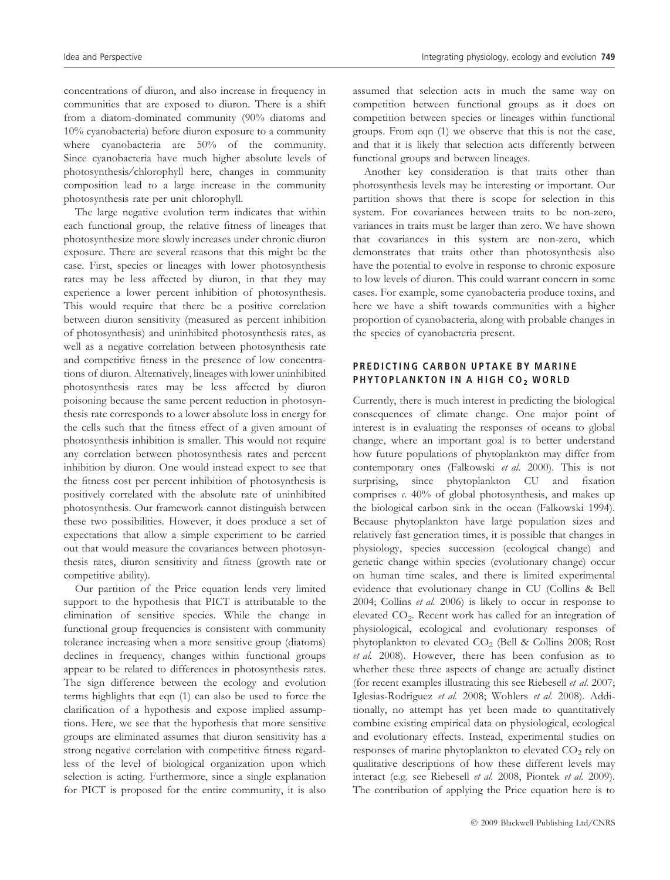concentrations of diuron, and also increase in frequency in communities that are exposed to diuron. There is a shift from a diatom-dominated community (90% diatoms and 10% cyanobacteria) before diuron exposure to a community where cyanobacteria are 50% of the community. Since cyanobacteria have much higher absolute levels of photosynthesis/chlorophyll here, changes in community composition lead to a large increase in the community photosynthesis rate per unit chlorophyll.

The large negative evolution term indicates that within each functional group, the relative fitness of lineages that photosynthesize more slowly increases under chronic diuron exposure. There are several reasons that this might be the case. First, species or lineages with lower photosynthesis rates may be less affected by diuron, in that they may experience a lower percent inhibition of photosynthesis. This would require that there be a positive correlation between diuron sensitivity (measured as percent inhibition of photosynthesis) and uninhibited photosynthesis rates, as well as a negative correlation between photosynthesis rate and competitive fitness in the presence of low concentrations of diuron. Alternatively, lineages with lower uninhibited photosynthesis rates may be less affected by diuron poisoning because the same percent reduction in photosynthesis rate corresponds to a lower absolute loss in energy for the cells such that the fitness effect of a given amount of photosynthesis inhibition is smaller. This would not require any correlation between photosynthesis rates and percent inhibition by diuron. One would instead expect to see that the fitness cost per percent inhibition of photosynthesis is positively correlated with the absolute rate of uninhibited photosynthesis. Our framework cannot distinguish between these two possibilities. However, it does produce a set of expectations that allow a simple experiment to be carried out that would measure the covariances between photosynthesis rates, diuron sensitivity and fitness (growth rate or competitive ability).

Our partition of the Price equation lends very limited support to the hypothesis that PICT is attributable to the elimination of sensitive species. While the change in functional group frequencies is consistent with community tolerance increasing when a more sensitive group (diatoms) declines in frequency, changes within functional groups appear to be related to differences in photosynthesis rates. The sign difference between the ecology and evolution terms highlights that eqn (1) can also be used to force the clarification of a hypothesis and expose implied assumptions. Here, we see that the hypothesis that more sensitive groups are eliminated assumes that diuron sensitivity has a strong negative correlation with competitive fitness regardless of the level of biological organization upon which selection is acting. Furthermore, since a single explanation for PICT is proposed for the entire community, it is also assumed that selection acts in much the same way on competition between functional groups as it does on competition between species or lineages within functional groups. From eqn (1) we observe that this is not the case, and that it is likely that selection acts differently between functional groups and between lineages.

Another key consideration is that traits other than photosynthesis levels may be interesting or important. Our partition shows that there is scope for selection in this system. For covariances between traits to be non-zero, variances in traits must be larger than zero. We have shown that covariances in this system are non-zero, which demonstrates that traits other than photosynthesis also have the potential to evolve in response to chronic exposure to low levels of diuron. This could warrant concern in some cases. For example, some cyanobacteria produce toxins, and here we have a shift towards communities with a higher proportion of cyanobacteria, along with probable changes in the species of cyanobacteria present.

## PREDICTING CARBON UPTAKE BY MARINE PHYTOPLANKTON IN A HIGH $CO_2$ WORLD

Currently, there is much interest in predicting the biological consequences of climate change. One major point of interest is in evaluating the responses of oceans to global change, where an important goal is to better understand how future populations of phytoplankton may differ from contemporary ones (Falkowski *et al.* 2000). This is not surprising, since phytoplankton CU and fixation comprises *c.* 40% of global photosynthesis, and makes up the biological carbon sink in the ocean (Falkowski 1994). Because phytoplankton have large population sizes and relatively fast generation times, it is possible that changes in physiology, species succession (ecological change) and genetic change within species (evolutionary change) occur on human time scales, and there is limited experimental evidence that evolutionary change in CU (Collins & Bell 2004; Collins *et al.* 2006) is likely to occur in response to elevated $CO_2$. Recent work has called for an integration of physiological, ecological and evolutionary responses of phytoplankton to elevated $CO_2$ (Bell & Collins 2008; Rost *et al.* 2008). However, there has been confusion as to whether these three aspects of change are actually distinct (for recent examples illustrating this see Riebesell *et al.* 2007; Iglesias-Rodriguez *et al.* 2008; Wohlers *et al.* 2008). Additionally, no attempt has yet been made to quantitatively combine existing empirical data on physiological, ecological and evolutionary effects. Instead, experimental studies on responses of marine phytoplankton to elevated $CO_2$ rely on qualitative descriptions of how these different levels may interact (e.g. see Riebesell *et al.* 2008, Piontek *et al.* 2009). The contribution of applying the Price equation here is to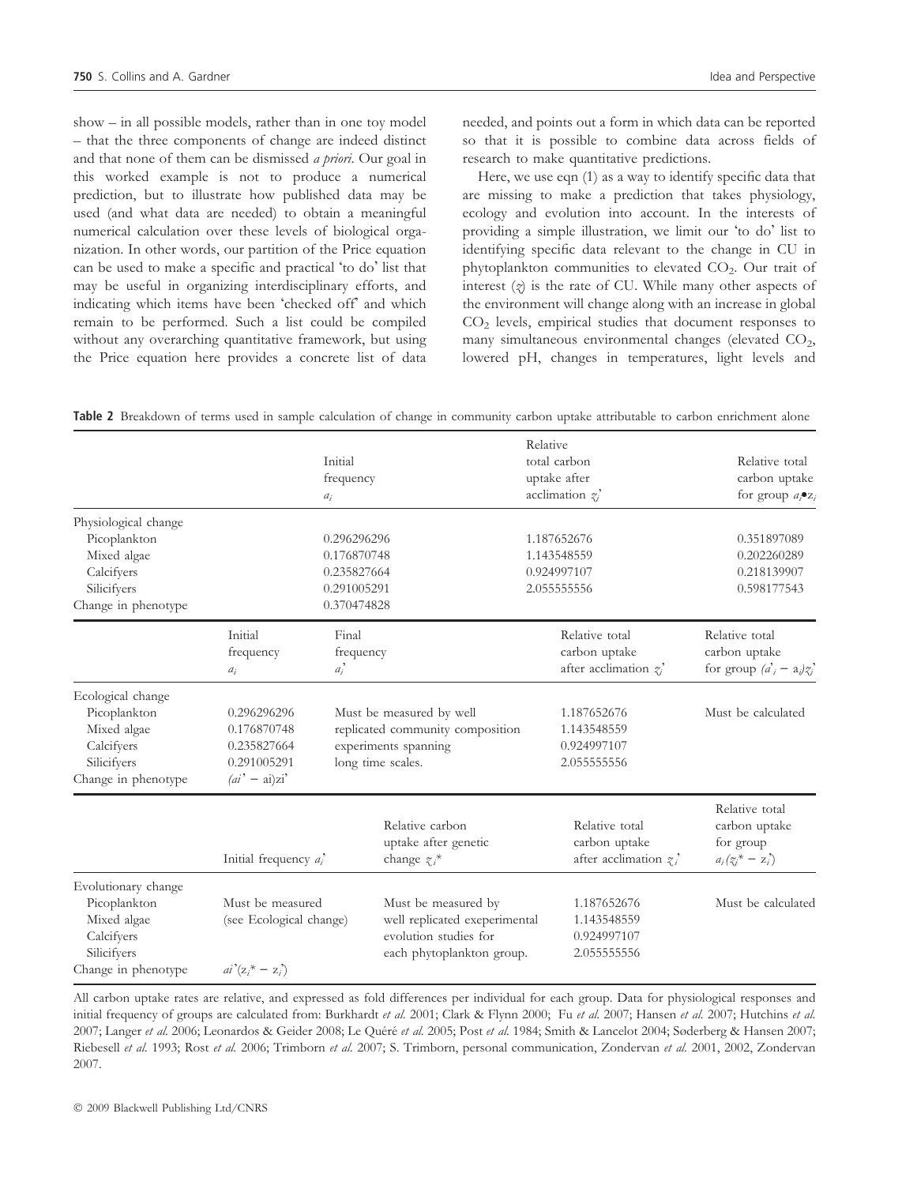show – in all possible models, rather than in one toy model – that the three components of change are indeed distinct and that none of them can be dismissed *a priori*. Our goal in this worked example is not to produce a numerical prediction, but to illustrate how published data may be used (and what data are needed) to obtain a meaningful numerical calculation over these levels of biological organization. In other words, our partition of the Price equation can be used to make a specific and practical 'to do' list that may be useful in organizing interdisciplinary efforts, and indicating which items have been 'checked off' and which remain to be performed. Such a list could be compiled without any overarching quantitative framework, but using the Price equation here provides a concrete list of data needed, and points out a form in which data can be reported so that it is possible to combine data across fields of research to make quantitative predictions.

Here, we use eqn (1) as a way to identify specific data that are missing to make a prediction that takes physiology, ecology and evolution into account. In the interests of providing a simple illustration, we limit our 'to do' list to identifying specific data relevant to the change in CU in phytoplankton communities to elevated $CO_2$. Our trait of interest ($z$) is the rate of CU. While many other aspects of the environment will change along with an increase in global $CO_2$ levels, empirical studies that document responses to many simultaneous environmental changes (elevated $CO_2$, lowered pH, changes in temperatures, light levels and

**Table 2** Breakdown of terms used in sample calculation of change in community carbon uptake attributable to carbon enrichment alone

| | Initial frequency $a_i$ | Relative total carbon uptake after acclimation $z_i'$ | Relative total carbon uptake for group $a_i \bullet z_i$ |
|---|---|---|---|
| Physiological change | | | |
| Picoplankton | 0.296296296 | 1.187652676 | 0.351897089 |
| Mixed algae | 0.176870748 | 1.143548559 | 0.202260289 |
| Calcifyers | 0.235827664 | 0.924997107 | 0.218139907 |
| Silicifyers | 0.291005291 | 2.055555556 | 0.598177543 |
| Change in phenotype | 0.370474828 | | |

| | Initial frequency $a_i$ | Final frequency $a_i'$ | Relative total carbon uptake after acclimation $z_i'$ | Relative total carbon uptake for group $(a_i' - a_i)z_i'$ |
|---|---|---|---|---|
| Ecological change | | | | |
| Picoplankton | 0.296296296 | Must be measured by well replicated community composition experiments spanning long time scales. | 1.187652676 | Must be calculated |
| Mixed algae | 0.176870748 | | 1.143548559 | |
| Calcifyers | 0.235827664 | | 0.924997107 | |
| Silicifyers | 0.291005291 | | 2.055555556 | |
| Change in phenotype | $(a_i' - a_i)z_i'$ | | | |

| | Initial frequency $a_i'$ | Relative carbon uptake after genetic change $z_i^*$ | Relative total carbon uptake after acclimation $z_i'$ | Relative total carbon uptake for group $a_i(z_i^* - z_i')$ |
|---|---|---|---|---|
| Evolutionary change | | | | |
| Picoplankton | Must be measured (see Ecological change) | Must be measured by well replicated exeperimental evolution studies for each phytoplankton group. | 1.187652676 | Must be calculated |
| Mixed algae | | | 1.143548559 | |
| Calcifyers | | | 0.924997107 | |
| Silicifyers | | | 2.055555556 | |
| Change in phenotype | $a_i'(z_i^* - z_i')$ | | | |

All carbon uptake rates are relative, and expressed as fold differences per individual for each group. Data for physiological responses and initial frequency of groups are calculated from: Burkhardt *et al.* 2001; Clark & Flynn 2000; Fu *et al.* 2007; Hansen *et al.* 2007; Hutchins *et al.* 2007; Langer *et al.* 2006; Leonardos & Geider 2008; Le Quéré *et al.* 2005; Post *et al.* 1984; Smith & Lancelot 2004; Søderberg & Hansen 2007; Riebesell *et al.* 1993; Rost *et al.* 2006; Trimborn *et al.* 2007; S. Trimborn, personal communication, Zondervan *et al.* 2001, 2002, Zondervan 2007.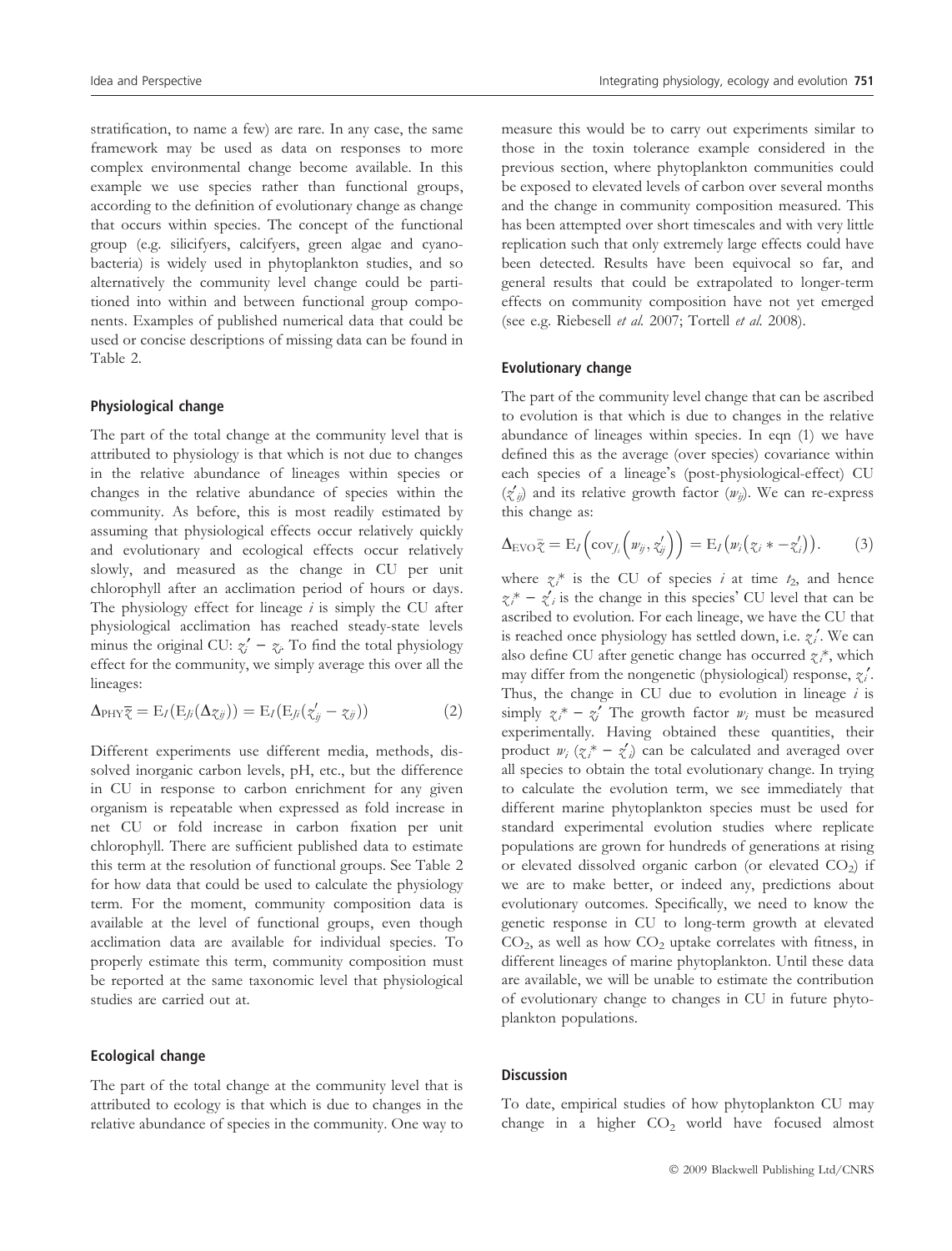stratification, to name a few) are rare. In any case, the same framework may be used as data on responses to more complex environmental change become available. In this example we use species rather than functional groups, according to the definition of evolutionary change as change that occurs within species. The concept of the functional group (e.g. silicifyers, calcifyers, green algae and cyanobacteria) is widely used in phytoplankton studies, and so alternatively the community level change could be partitioned into within and between functional group components. Examples of published numerical data that could be used or concise descriptions of missing data can be found in Table 2.

### Physiological change

The part of the total change at the community level that is attributed to physiology is that which is not due to changes in the relative abundance of lineages within species or changes in the relative abundance of species within the community. As before, this is most readily estimated by assuming that physiological effects occur relatively quickly and evolutionary and ecological effects occur relatively slowly, and measured as the change in CU per unit chlorophyll after an acclimation period of hours or days. The physiology effect for lineage $i$ is simply the CU after physiological acclimation has reached steady-state levels minus the original CU: $z_i' - z_i$. To find the total physiology effect for the community, we simply average this over all the lineages:

$$\Delta_{\mathrm{PHY}}\bar{\bar{z}} = \mathrm{E}_I(\mathrm{E}_{J_i}(\Delta z_{ij})) = \mathrm{E}_I(\mathrm{E}_{J_i}(z_{ij}' - z_{ij})) \tag{2}$$

Different experiments use different media, methods, dissolved inorganic carbon levels, pH, etc., but the difference in CU in response to carbon enrichment for any given organism is repeatable when expressed as fold increase in net CU or fold increase in carbon fixation per unit chlorophyll. There are sufficient published data to estimate this term at the resolution of functional groups. See Table 2 for how data that could be used to calculate the physiology term. For the moment, community composition data is available at the level of functional groups, even though acclimation data are available for individual species. To properly estimate this term, community composition must be reported at the same taxonomic level that physiological studies are carried out at.

### Ecological change

The part of the total change at the community level that is attributed to ecology is that which is due to changes in the relative abundance of species in the community. One way to measure this would be to carry out experiments similar to those in the toxin tolerance example considered in the previous section, where phytoplankton communities could be exposed to elevated levels of carbon over several months and the change in community composition measured. This has been attempted over short timescales and with very little replication such that only extremely large effects could have been detected. Results have been equivocal so far, and general results that could be extrapolated to longer-term effects on community composition have not yet emerged (see e.g. Riebesell *et al.* 2007; Tortell *et al.* 2008).

### Evolutionary change

The part of the community level change that can be ascribed to evolution is that which is due to changes in the relative abundance of lineages within species. In eqn (1) we have defined this as the average (over species) covariance within each species of a lineage's (post-physiological-effect) CU ($z_{ij}'$) and its relative growth factor ($w_{ij}$). We can re-express this change as:

$$\Delta_{\mathrm{EVO}}\bar{\bar{z}} = \mathrm{E}_I\left(\mathrm{cov}_{J_i}\left(w_{ij}, z_{ij}'\right)\right) = \mathrm{E}_I\left(w_i\left(z_i * - z_i'\right)\right). \tag{3}$$

where $z_i^*$ is the CU of species $i$ at time $t_2$, and hence $z_i^* - z_i'$ is the change in this species' CU level that can be ascribed to evolution. For each lineage, we have the CU that is reached once physiology has settled down, i.e. $z_i'$. We can also define CU after genetic change has occurred $z_i^*$, which may differ from the nongenetic (physiological) response, $z_i'$. Thus, the change in CU due to evolution in lineage $i$ is simply $z_i^* - z_i'$ The growth factor $w_i$ must be measured experimentally. Having obtained these quantities, their product $w_i$ ($z_i^* - z_i'$) can be calculated and averaged over all species to obtain the total evolutionary change. In trying to calculate the evolution term, we see immediately that different marine phytoplankton species must be used for standard experimental evolution studies where replicate populations are grown for hundreds of generations at rising or elevated dissolved organic carbon (or elevated $CO_2$) if we are to make better, or indeed any, predictions about evolutionary outcomes. Specifically, we need to know the genetic response in CU to long-term growth at elevated $CO_2$, as well as how $CO_2$ uptake correlates with fitness, in different lineages of marine phytoplankton. Until these data are available, we will be unable to estimate the contribution of evolutionary change to changes in CU in future phytoplankton populations.

## Discussion

To date, empirical studies of how phytoplankton CU may change in a higher $CO_2$ world have focused almost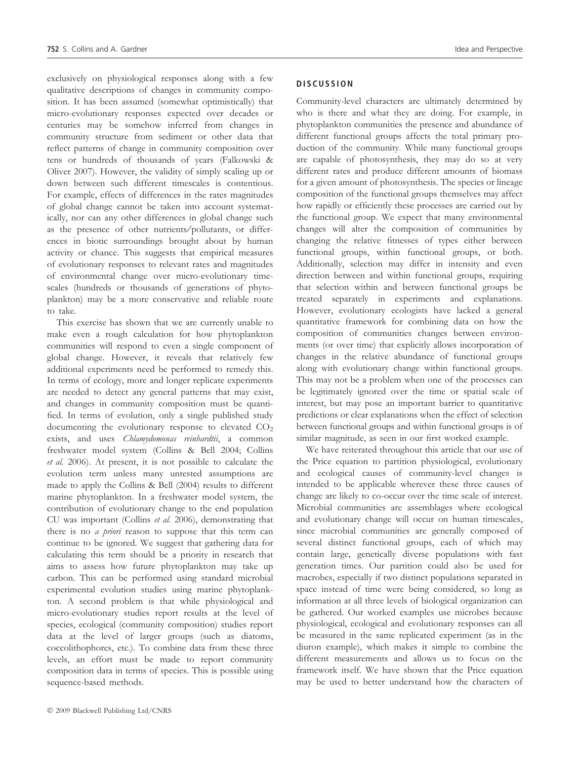exclusively on physiological responses along with a few qualitative descriptions of changes in community composition. It has been assumed (somewhat optimistically) that micro-evolutionary responses expected over decades or centuries may be somehow inferred from changes in community structure from sediment or other data that reflect patterns of change in community composition over tens or hundreds of thousands of years (Falkowski & Oliver 2007). However, the validity of simply scaling up or down between such different timescales is contentious. For example, effects of differences in the rates magnitudes of global change cannot be taken into account systematically, nor can any other differences in global change such as the presence of other nutrients/pollutants, or differences in biotic surroundings brought about by human activity or chance. This suggests that empirical measures of evolutionary responses to relevant rates and magnitudes of environmental change over micro-evolutionary timescales (hundreds or thousands of generations of phytoplankton) may be a more conservative and reliable route to take.

This exercise has shown that we are currently unable to make even a rough calculation for how phytoplankton communities will respond to even a single component of global change. However, it reveals that relatively few additional experiments need be performed to remedy this. In terms of ecology, more and longer replicate experiments are needed to detect any general patterns that may exist, and changes in community composition must be quantified. In terms of evolution, only a single published study documenting the evolutionary response to elevated $CO_2$ exists, and uses *Chlamydomonas reinhardtii*, a common freshwater model system (Collins & Bell 2004; Collins *et al.* 2006). At present, it is not possible to calculate the evolution term unless many untested assumptions are made to apply the Collins & Bell (2004) results to different marine phytoplankton. In a freshwater model system, the contribution of evolutionary change to the end population CU was important (Collins *et al.* 2006), demonstrating that there is no *a priori* reason to suppose that this term can continue to be ignored. We suggest that gathering data for calculating this term should be a priority in research that aims to assess how future phytoplankton may take up carbon. This can be performed using standard microbial experimental evolution studies using marine phytoplankton. A second problem is that while physiological and micro-evolutionary studies report results at the level of species, ecological (community composition) studies report data at the level of larger groups (such as diatoms, coccolithophores, etc.). To combine data from these three levels, an effort must be made to report community composition data in terms of species. This is possible using sequence-based methods.

## DISCUSSION

Community-level characters are ultimately determined by who is there and what they are doing. For example, in phytoplankton communities the presence and abundance of different functional groups affects the total primary production of the community. While many functional groups are capable of photosynthesis, they may do so at very different rates and produce different amounts of biomass for a given amount of photosynthesis. The species or lineage composition of the functional groups themselves may affect how rapidly or efficiently these processes are carried out by the functional group. We expect that many environmental changes will alter the composition of communities by changing the relative fitnesses of types either between functional groups, within functional groups, or both. Additionally, selection may differ in intensity and even direction between and within functional groups, requiring that selection within and between functional groups be treated separately in experiments and explanations. However, evolutionary ecologists have lacked a general quantitative framework for combining data on how the composition of communities changes between environments (or over time) that explicitly allows incorporation of changes in the relative abundance of functional groups along with evolutionary change within functional groups. This may not be a problem when one of the processes can be legitimately ignored over the time or spatial scale of interest, but may pose an important barrier to quantitative predictions or clear explanations when the effect of selection between functional groups and within functional groups is of similar magnitude, as seen in our first worked example.

We have reiterated throughout this article that our use of the Price equation to partition physiological, evolutionary and ecological causes of community-level changes is intended to be applicable wherever these three causes of change are likely to co-occur over the time scale of interest. Microbial communities are assemblages where ecological and evolutionary change will occur on human timescales, since microbial communities are generally composed of several distinct functional groups, each of which may contain large, genetically diverse populations with fast generation times. Our partition could also be used for macrobes, especially if two distinct populations separated in space instead of time were being considered, so long as information at all three levels of biological organization can be gathered. Our worked examples use microbes because physiological, ecological and evolutionary responses can all be measured in the same replicated experiment (as in the diuron example), which makes it simple to combine the different measurements and allows us to focus on the framework itself. We have shown that the Price equation may be used to better understand how the characters of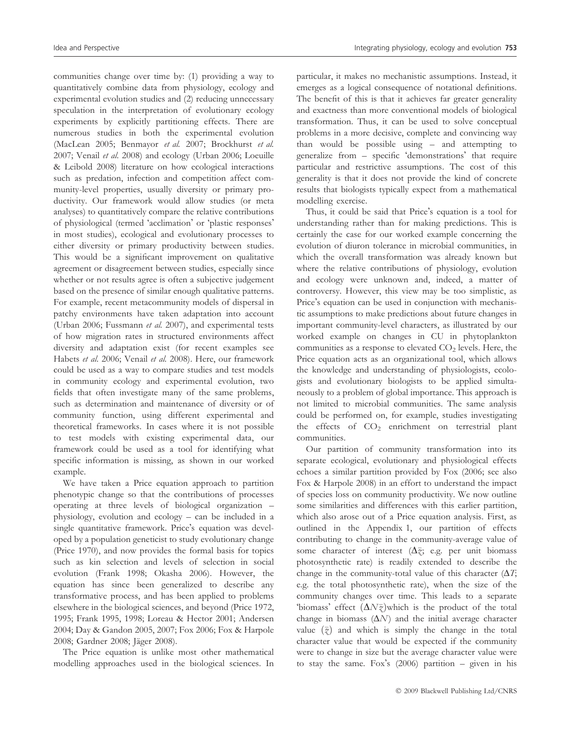communities change over time by: (1) providing a way to quantitatively combine data from physiology, ecology and experimental evolution studies and (2) reducing unnecessary speculation in the interpretation of evolutionary ecology experiments by explicitly partitioning effects. There are numerous studies in both the experimental evolution (MacLean 2005; Benmayor *et al.* 2007; Brockhurst *et al.* 2007; Venail *et al.* 2008) and ecology (Urban 2006; Loeuille & Leibold 2008) literature on how ecological interactions such as predation, infection and competition affect community-level properties, usually diversity or primary productivity. Our framework would allow studies (or meta analyses) to quantitatively compare the relative contributions of physiological (termed 'acclimation' or 'plastic responses' in most studies), ecological and evolutionary processes to either diversity or primary productivity between studies. This would be a significant improvement on qualitative agreement or disagreement between studies, especially since whether or not results agree is often a subjective judgement based on the presence of similar enough qualitative patterns. For example, recent metacommunity models of dispersal in patchy environments have taken adaptation into account (Urban 2006; Fussmann *et al.* 2007), and experimental tests of how migration rates in structured environments affect diversity and adaptation exist (for recent examples see Habets *et al.* 2006; Venail *et al.* 2008). Here, our framework could be used as a way to compare studies and test models in community ecology and experimental evolution, two fields that often investigate many of the same problems, such as determination and maintenance of diversity or of community function, using different experimental and theoretical frameworks. In cases where it is not possible to test models with existing experimental data, our framework could be used as a tool for identifying what specific information is missing, as shown in our worked example.

We have taken a Price equation approach to partition phenotypic change so that the contributions of processes operating at three levels of biological organization – physiology, evolution and ecology – can be included in a single quantitative framework. Price's equation was developed by a population geneticist to study evolutionary change (Price 1970), and now provides the formal basis for topics such as kin selection and levels of selection in social evolution (Frank 1998; Okasha 2006). However, the equation has since been generalized to describe any transformative process, and has been applied to problems elsewhere in the biological sciences, and beyond (Price 1972, 1995; Frank 1995, 1998; Loreau & Hector 2001; Andersen 2004; Day & Gandon 2005, 2007; Fox 2006; Fox & Harpole 2008; Gardner 2008; Jäger 2008).

The Price equation is unlike most other mathematical modelling approaches used in the biological sciences. In particular, it makes no mechanistic assumptions. Instead, it emerges as a logical consequence of notational definitions. The benefit of this is that it achieves far greater generality and exactness than more conventional models of biological transformation. Thus, it can be used to solve conceptual problems in a more decisive, complete and convincing way than would be possible using – and attempting to generalize from – specific 'demonstrations' that require particular and restrictive assumptions. The cost of this generality is that it does not provide the kind of concrete results that biologists typically expect from a mathematical modelling exercise.

Thus, it could be said that Price's equation is a tool for understanding rather than for making predictions. This is certainly the case for our worked example concerning the evolution of diuron tolerance in microbial communities, in which the overall transformation was already known but where the relative contributions of physiology, evolution and ecology were unknown and, indeed, a matter of controversy. However, this view may be too simplistic, as Price's equation can be used in conjunction with mechanistic assumptions to make predictions about future changes in important community-level characters, as illustrated by our worked example on changes in CU in phytoplankton communities as a response to elevated $CO_2$ levels. Here, the Price equation acts as an organizational tool, which allows the knowledge and understanding of physiologists, ecologists and evolutionary biologists to be applied simultaneously to a problem of global importance. This approach is not limited to microbial communities. The same analysis could be performed on, for example, studies investigating the effects of $CO_2$ enrichment on terrestrial plant communities.

Our partition of community transformation into its separate ecological, evolutionary and physiological effects echoes a similar partition provided by Fox (2006; see also Fox & Harpole 2008) in an effort to understand the impact of species loss on community productivity. We now outline some similarities and differences with this earlier partition, which also arose out of a Price equation analysis. First, as outlined in the Appendix 1, our partition of effects contributing to change in the community-average value of some character of interest ($\Delta\bar{\bar{z}}$; e.g. per unit biomass photosynthetic rate) is readily extended to describe the change in the community-total value of this character ($\Delta T$; e.g. the total photosynthetic rate), when the size of the community changes over time. This leads to a separate 'biomass' effect ($\Delta N\bar{\bar{z}}$)which is the product of the total change in biomass ($\Delta N$) and the initial average character value ($\bar{\bar{z}}$) and which is simply the change in the total character value that would be expected if the community were to change in size but the average character value were to stay the same. Fox's (2006) partition – given in his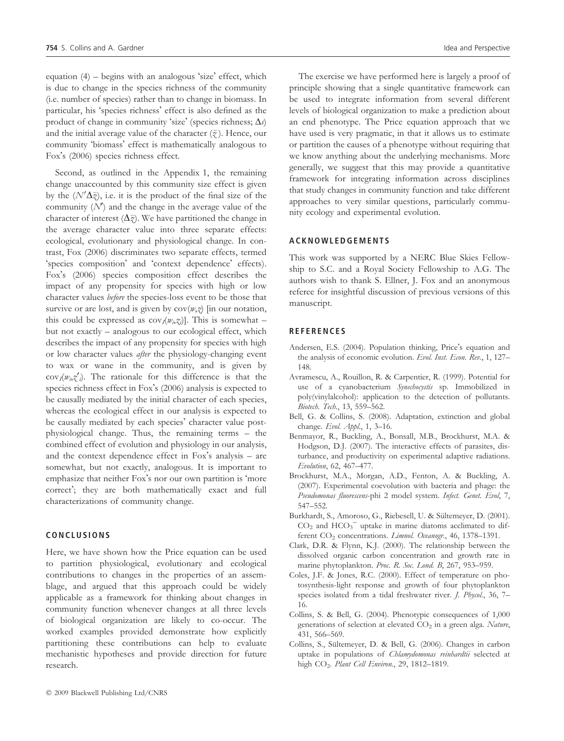equation (4) – begins with an analogous 'size' effect, which is due to change in the species richness of the community (i.e. number of species) rather than to change in biomass. In particular, his 'species richness' effect is also defined as the product of change in community 'size' (species richness; $\Delta s$) and the initial average value of the character ($\bar{z}$). Hence, our community 'biomass' effect is mathematically analogous to Fox's (2006) species richness effect.

Second, as outlined in the Appendix 1, the remaining change unaccounted by this community size effect is given by the ($N'\Delta\bar{z}$), i.e. it is the product of the final size of the community ($N'$) and the change in the average value of the character of interest ($\Delta\bar{z}$). We have partitioned the change in the average character value into three separate effects: ecological, evolutionary and physiological change. In contrast, Fox (2006) discriminates two separate effects, termed 'species composition' and 'context dependence' effects). Fox's (2006) species composition effect describes the impact of any propensity for species with high or low character values *before* the species-loss event to be those that survive or are lost, and is given by $\text{cov}(w,z)$ [in our notation, this could be expressed as $\text{cov}_I(w_i,z_i)$]. This is somewhat – but not exactly – analogous to our ecological effect, which describes the impact of any propensity for species with high or low character values *after* the physiology-changing event to wax or wane in the community, and is given by $\text{cov}_I(w_i,z'_i)$. The rationale for this difference is that the species richness effect in Fox's (2006) analysis is expected to be causally mediated by the initial character of each species, whereas the ecological effect in our analysis is expected to be causally mediated by each species' character value post-physiological change. Thus, the remaining terms – the combined effect of evolution and physiology in our analysis, and the context dependence effect in Fox's analysis – are somewhat, but not exactly, analogous. It is important to emphasize that neither Fox's nor our own partition is 'more correct'; they are both mathematically exact and full characterizations of community change.

## CONCLUSIONS

Here, we have shown how the Price equation can be used to partition physiological, evolutionary and ecological contributions to changes in the properties of an assemblage, and argued that this approach could be widely applicable as a framework for thinking about changes in community function whenever changes at all three levels of biological organization are likely to co-occur. The worked examples provided demonstrate how explicitly partitioning these contributions can help to evaluate mechanistic hypotheses and provide direction for future research.

The exercise we have performed here is largely a proof of principle showing that a single quantitative framework can be used to integrate information from several different levels of biological organization to make a prediction about an end phenotype. The Price equation approach that we have used is very pragmatic, in that it allows us to estimate or partition the causes of a phenotype without requiring that we know anything about the underlying mechanisms. More generally, we suggest that this may provide a quantitative framework for integrating information across disciplines that study changes in community function and take different approaches to very similar questions, particularly community ecology and experimental evolution.

## ACKNOWLEDGEMENTS

This work was supported by a NERC Blue Skies Fellowship to S.C. and a Royal Society Fellowship to A.G. The authors wish to thank S. Ellner, J. Fox and an anonymous referee for insightful discussion of previous versions of this manuscript.

## REFERENCES

Andersen, E.S. (2004). Population thinking, Price's equation and the analysis of economic evolution. *Evol. Inst. Econ. Rev.*, 1, 127–148.

Avramescu, A., Rouillon, R. & Carpentier, R. (1999). Potential for use of a cyanobacterium *Synechocystis* sp. Immobilized in poly(vinylalcohol): application to the detection of pollutants. *Biotech. Tech.*, 13, 559–562.

Bell, G. & Collins, S. (2008). Adaptation, extinction and global change. *Evol. Appl.*, 1, 3–16.

Benmayor, R., Buckling, A., Bonsall, M.B., Brockhurst, M.A. & Hodgson, D.J. (2007). The interactive effects of parasites, disturbance, and productivity on experimental adaptive radiations. *Evolution*, 62, 467–477.

Brockhurst, M.A., Morgan, A.D., Fenton, A. & Buckling, A. (2007). Experimental coevolution with bacteria and phage: the *Pseudomonas fluorescens*-phi 2 model system. *Infect. Genet. Evol*, 7, 547–552.

Burkhardt, S., Amoroso, G., Riebesell, U. & Sültemeyer, D. (2001). $CO_2$ and $HCO_3^-$ uptake in marine diatoms acclimated to different $CO_2$ concentrations. *Limnol. Oceanogr.*, 46, 1378–1391.

Clark, D.R. & Flynn, K.J. (2000). The relationship between the dissolved organic carbon concentration and growth rate in marine phytoplankton. *Proc. R. Soc. Lond. B*, 267, 953–959.

Coles, J.F. & Jones, R.C. (2000). Effect of temperature on photosynthesis-light response and growth of four phytoplankton species isolated from a tidal freshwater river. *J. Phycol.*, 36, 7–16.

Collins, S. & Bell, G. (2004). Phenotypic consequences of 1,000 generations of selection at elevated $CO_2$ in a green alga. *Nature*, 431, 566–569.

Collins, S., Sültemeyer, D. & Bell, G. (2006). Changes in carbon uptake in populations of *Chlamydomonas reinhardtii* selected at high $CO_2$. *Plant Cell Environ.*, 29, 1812–1819.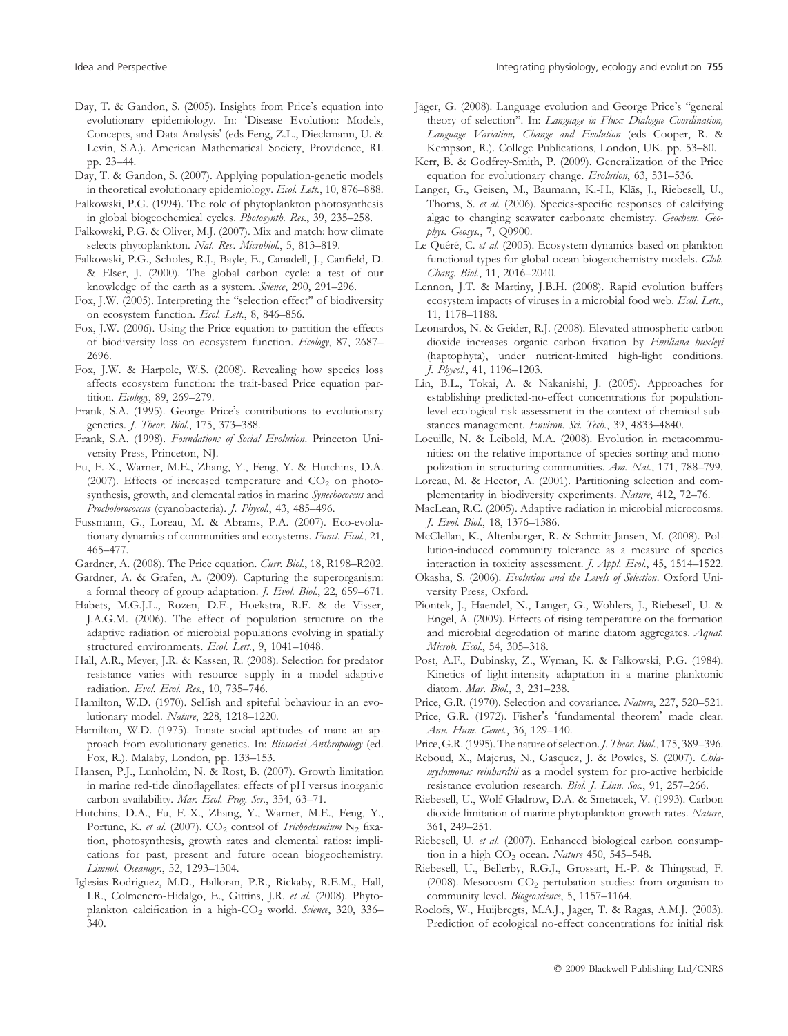Day, T. & Gandon, S. (2005). Insights from Price's equation into evolutionary epidemiology. In: 'Disease Evolution: Models, Concepts, and Data Analysis' (eds Feng, Z.L., Dieckmann, U. & Levin, S.A.). American Mathematical Society, Providence, RI. pp. 23–44.

Day, T. & Gandon, S. (2007). Applying population-genetic models in theoretical evolutionary epidemiology. *Ecol. Lett.*, 10, 876–888.

Falkowski, P.G. (1994). The role of phytoplankton photosynthesis in global biogeochemical cycles. *Photosynth. Res.*, 39, 235–258.

Falkowski, P.G. & Oliver, M.J. (2007). Mix and match: how climate selects phytoplankton. *Nat. Rev. Microbiol.*, 5, 813–819.

Falkowski, P.G., Scholes, R.J., Bayle, E., Canadell, J., Canfield, D. & Elser, J. (2000). The global carbon cycle: a test of our knowledge of the earth as a system. *Science*, 290, 291–296.

Fox, J.W. (2005). Interpreting the "selection effect" of biodiversity on ecosystem function. *Ecol. Lett.*, 8, 846–856.

Fox, J.W. (2006). Using the Price equation to partition the effects of biodiversity loss on ecosystem function. *Ecology*, 87, 2687–2696.

Fox, J.W. & Harpole, W.S. (2008). Revealing how species loss affects ecosystem function: the trait-based Price equation partition. *Ecology*, 89, 269–279.

Frank, S.A. (1995). George Price's contributions to evolutionary genetics. *J. Theor. Biol.*, 175, 373–388.

Frank, S.A. (1998). *Foundations of Social Evolution*. Princeton University Press, Princeton, NJ.

Fu, F.-X., Warner, M.E., Zhang, Y., Feng, Y. & Hutchins, D.A. (2007). Effects of increased temperature and $CO_2$ on photosynthesis, growth, and elemental ratios in marine *Synechococcus* and *Procholorococcus* (cyanobacteria). *J. Phycol.*, 43, 485–496.

Fussmann, G., Loreau, M. & Abrams, P.A. (2007). Eco-evolutionary dynamics of communities and ecosystems. *Funct. Ecol.*, 21, 465–477.

Gardner, A. (2008). The Price equation. *Curr. Biol.*, 18, R198–R202.

Gardner, A. & Grafen, A. (2009). Capturing the superorganism: a formal theory of group adaptation. *J. Evol. Biol.*, 22, 659–671.

Habets, M.G.J.L., Rozen, D.E., Hoekstra, R.F. & de Visser, J.A.G.M. (2006). The effect of population structure on the adaptive radiation of microbial populations evolving in spatially structured environments. *Ecol. Lett.*, 9, 1041–1048.

Hall, A.R., Meyer, J.R. & Kassen, R. (2008). Selection for predator resistance varies with resource supply in a model adaptive radiation. *Evol. Ecol. Res.*, 10, 735–746.

Hamilton, W.D. (1970). Selfish and spiteful behaviour in an evolutionary model. *Nature*, 228, 1218–1220.

Hamilton, W.D. (1975). Innate social aptitudes of man: an approach from evolutionary genetics. In: *Biosocial Anthropology* (ed. Fox, R.). Malaby, London, pp. 133–153.

Hansen, P.J., Lunholdm, N. & Rost, B. (2007). Growth limitation in marine red-tide dinoflagellates: effects of pH versus inorganic carbon availability. *Mar. Ecol. Prog. Ser.*, 334, 63–71.

Hutchins, D.A., Fu, F.-X., Zhang, Y., Warner, M.E., Feng, Y., Portune, K. *et al.* (2007). $CO_2$ control of *Trichodesmium* $N_2$ fixation, photosynthesis, growth rates and elemental ratios: implications for past, present and future ocean biogeochemistry. *Limnol. Oceanogr.*, 52, 1293–1304.

Iglesias-Rodriguez, M.D., Halloran, P.R., Rickaby, R.E.M., Hall, I.R., Colmenero-Hidalgo, E., Gittins, J.R. *et al.* (2008). Phytoplankton calcification in a high-$CO_2$ world. *Science*, 320, 336–340.

Jäger, G. (2008). Language evolution and George Price's "general theory of selection". In: *Language in Flux: Dialogue Coordination, Language Variation, Change and Evolution* (eds Cooper, R. & Kempson, R.). College Publications, London, UK. pp. 53–80.

Kerr, B. & Godfrey-Smith, P. (2009). Generalization of the Price equation for evolutionary change. *Evolution*, 63, 531–536.

Langer, G., Geisen, M., Baumann, K.-H., Kläs, J., Riebesell, U., Thoms, S. *et al.* (2006). Species-specific responses of calcifying algae to changing seawater carbonate chemistry. *Geochem. Geophys. Geosys.*, 7, Q0900.

Le Quéré, C. *et al.* (2005). Ecosystem dynamics based on plankton functional types for global ocean biogeochemistry models. *Glob. Chang. Biol.*, 11, 2016–2040.

Lennon, J.T. & Martiny, J.B.H. (2008). Rapid evolution buffers ecosystem impacts of viruses in a microbial food web. *Ecol. Lett.*, 11, 1178–1188.

Leonardos, N. & Geider, R.J. (2008). Elevated atmospheric carbon dioxide increases organic carbon fixation by *Emiliana huxleyi* (haptophyta), under nutrient-limited high-light conditions. *J. Phycol.*, 41, 1196–1203.

Lin, B.L., Tokai, A. & Nakanishi, J. (2005). Approaches for establishing predicted-no-effect concentrations for population-level ecological risk assessment in the context of chemical substances management. *Environ. Sci. Tech.*, 39, 4833–4840.

Loeuille, N. & Leibold, M.A. (2008). Evolution in metacommunities: on the relative importance of species sorting and monopolization in structuring communities. *Am. Nat.*, 171, 788–799.

Loreau, M. & Hector, A. (2001). Partitioning selection and complementarity in biodiversity experiments. *Nature*, 412, 72–76.

MacLean, R.C. (2005). Adaptive radiation in microbial microcosms. *J. Evol. Biol.*, 18, 1376–1386.

McClellan, K., Altenburger, R. & Schmitt-Jansen, M. (2008). Pollution-induced community tolerance as a measure of species interaction in toxicity assessment. *J. Appl. Ecol.*, 45, 1514–1522.

Okasha, S. (2006). *Evolution and the Levels of Selection*. Oxford University Press, Oxford.

Piontek, J., Haendel, N., Langer, G., Wohlers, J., Riebesell, U. & Engel, A. (2009). Effects of rising temperature on the formation and microbial degredation of marine diatom aggregates. *Aquat. Microb. Ecol.*, 54, 305–318.

Post, A.F., Dubinsky, Z., Wyman, K. & Falkowski, P.G. (1984). Kinetics of light-intensity adaptation in a marine planktonic diatom. *Mar. Biol.*, 3, 231–238.

Price, G.R. (1970). Selection and covariance. *Nature*, 227, 520–521.

Price, G.R. (1972). Fisher's 'fundamental theorem' made clear. *Ann. Hum. Genet.*, 36, 129–140.

Price, G.R. (1995). The nature of selection. *J. Theor. Biol.*, 175, 389–396.

Reboud, X., Majerus, N., Gasquez, J. & Powles, S. (2007). *Chlamydomonas reinhardtii* as a model system for pro-active herbicide resistance evolution research. *Biol. J. Linn. Soc.*, 91, 257–266.

Riebesell, U., Wolf-Gladrow, D.A. & Smetacek, V. (1993). Carbon dioxide limitation of marine phytoplankton growth rates. *Nature*, 361, 249–251.

Riebesell, U. *et al.* (2007). Enhanced biological carbon consumption in a high $CO_2$ ocean. *Nature* 450, 545–548.

Riebesell, U., Bellerby, R.G.J., Grossart, H.-P. & Thingstad, F. (2008). Mesocosm $CO_2$ pertubation studies: from organism to community level. *Biogeoscience*, 5, 1157–1164.

Roelofs, W., Huijbregts, M.A.J., Jager, T. & Ragas, A.M.J. (2003). Prediction of ecological no-effect concentrations for initial risk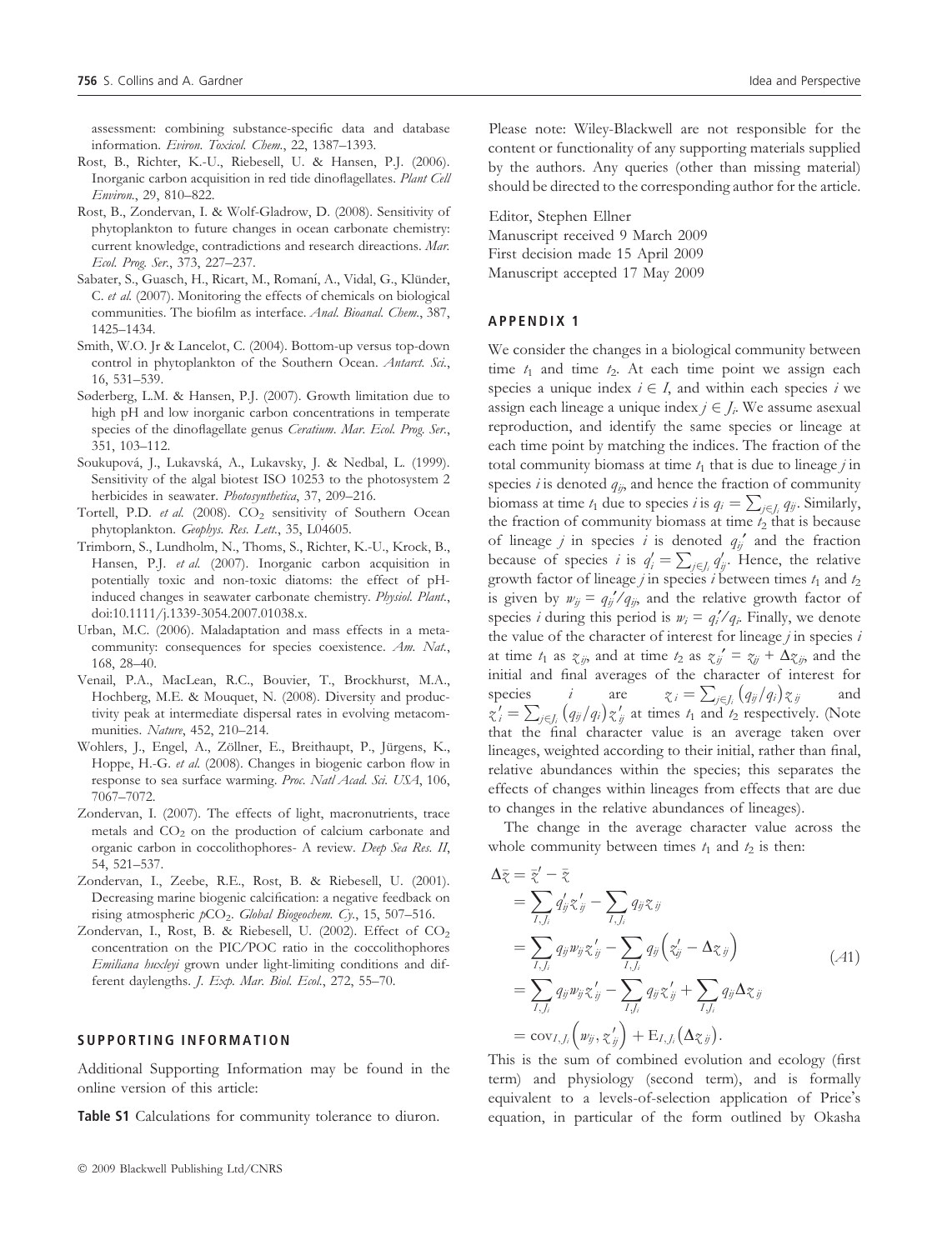assessment: combining substance-specific data and database information. *Eviron. Toxicol. Chem.*, 22, 1387–1393.

Rost, B., Richter, K.-U., Riebesell, U. & Hansen, P.J. (2006). Inorganic carbon acquisition in red tide dinoflagellates. *Plant Cell Environ.*, 29, 810–822.

Rost, B., Zondervan, I. & Wolf-Gladrow, D. (2008). Sensitivity of phytoplankton to future changes in ocean carbonate chemistry: current knowledge, contradictions and research direactions. *Mar. Ecol. Prog. Ser.*, 373, 227–237.

Sabater, S., Guasch, H., Ricart, M., Romaní, A., Vidal, G., Klünder, C. *et al.* (2007). Monitoring the effects of chemicals on biological communities. The biofilm as interface. *Anal. Bioanal. Chem.*, 387, 1425–1434.

Smith, W.O. Jr & Lancelot, C. (2004). Bottom-up versus top-down control in phytoplankton of the Southern Ocean. *Antarct. Sci.*, 16, 531–539.

Søderberg, L.M. & Hansen, P.J. (2007). Growth limitation due to high pH and low inorganic carbon concentrations in temperate species of the dinoflagellate genus *Ceratium*. *Mar. Ecol. Prog. Ser.*, 351, 103–112.

Soukupová, J., Lukavská, A., Lukavsky, J. & Nedbal, L. (1999). Sensitivity of the algal biotest ISO 10253 to the photosystem 2 herbicides in seawater. *Photosynthetica*, 37, 209–216.

Tortell, P.D. *et al.* (2008). $CO_2$ sensitivity of Southern Ocean phytoplankton. *Geophys. Res. Lett.*, 35, L04605.

Trimborn, S., Lundholm, N., Thoms, S., Richter, K.-U., Krock, B., Hansen, P.J. *et al.* (2007). Inorganic carbon acquisition in potentially toxic and non-toxic diatoms: the effect of pH-induced changes in seawater carbonate chemistry. *Physiol. Plant.*, doi:10.1111/j.1339-3054.2007.01038.x.

Urban, M.C. (2006). Maladaptation and mass effects in a metacommunity: consequences for species coexistence. *Am. Nat.*, 168, 28–40.

Venail, P.A., MacLean, R.C., Bouvier, T., Brockhurst, M.A., Hochberg, M.E. & Mouquet, N. (2008). Diversity and productivity peak at intermediate dispersal rates in evolving metacommunities. *Nature*, 452, 210–214.

Wohlers, J., Engel, A., Zöllner, E., Breithaupt, P., Jürgens, K., Hoppe, H.-G. *et al.* (2008). Changes in biogenic carbon flow in response to sea surface warming. *Proc. Natl Acad. Sci. USA*, 106, 7067–7072.

Zondervan, I. (2007). The effects of light, macronutrients, trace metals and $CO_2$ on the production of calcium carbonate and organic carbon in coccolithophores- A review. *Deep Sea Res. II*, 54, 521–537.

Zondervan, I., Zeebe, R.E., Rost, B. & Riebesell, U. (2001). Decreasing marine biogenic calcification: a negative feedback on rising atmospheric $p\mathrm{CO}_2$. *Global Biogeochem. Cy.*, 15, 507–516.

Zondervan, I., Rost, B. & Riebesell, U. (2002). Effect of $CO_2$ concentration on the PIC/POC ratio in the coccolithophores *Emiliana huxleyi* grown under light-limiting conditions and different daylengths. *J. Exp. Mar. Biol. Ecol.*, 272, 55–70.

## SUPPORTING INFORMATION

Additional Supporting Information may be found in the online version of this article:

**Table S1** Calculations for community tolerance to diuron.

Please note: Wiley-Blackwell are not responsible for the content or functionality of any supporting materials supplied by the authors. Any queries (other than missing material) should be directed to the corresponding author for the article.

Editor, Stephen Ellner
Manuscript received 9 March 2009
First decision made 15 April 2009
Manuscript accepted 17 May 2009

## APPENDIX 1

We consider the changes in a biological community between time $t_1$ and time $t_2$. At each time point we assign each species a unique index $i \in I$, and within each species $i$ we assign each lineage a unique index $j \in J_i$. We assume asexual reproduction, and identify the same species or lineage at each time point by matching the indices. The fraction of the total community biomass at time $t_1$ that is due to lineage $j$ in species $i$ is denoted $q_{ij}$, and hence the fraction of community biomass at time $t_1$ due to species $i$ is $q_i = \sum_{j \in J_i} q_{ij}$. Similarly, the fraction of community biomass at time $t_2$ that is because of lineage $j$ in species $i$ denoted $q_{ij}'$ and the fraction because of species $i$ is $q_i' = \sum_{j \in J_i} q_{ij}'$. Hence, the relative growth factor of lineage $j$ in species $i$ between times $t_1$ and $t_2$ is given by $w_{ij} = q_{ij}'/q_{ij}$, and the relative growth factor of species $i$ during this period is $w_i = q_i'/q_i$. Finally, we denote the value of the character of interest for lineage $j$ in species $i$ at time $t_1$ as $z_{ij}$, and at time $t_2$ as $z_{ij}' = z_{ij} + \Delta z_{ij}$, and the initial and final averages of the character of interest for species $i$ are $z_i = \sum_{j \in J_i} (q_{ij}/q_i) z_{ij}$ and $z_i' = \sum_{j \in J_i} (q_{ij}/q_i) z_{ij}'$ at times $t_1$ and $t_2$ respectively. (Note that the final character value is an average taken over lineages, weighted according to their initial, rather than final, relative abundances within the species; this separates the effects of changes within lineages from effects that are due to changes in the relative abundances of lineages).

The change in the average character value across the whole community between times $t_1$ and $t_2$ is then:

$$
\begin{aligned}
\Delta\bar{z} &= \bar{z}' - \bar{z} \\
&= \sum_{I,J_i} q_{ij}' z_{ij}' - \sum_{I,J_i} q_{ij} z_{ij} \\
&= \sum_{I,J_i} q_{ij} w_{ij} z_{ij}' - \sum_{I,J_i} q_{ij} \left( z_{ij}' - \Delta z_{ij} \right) \\
&= \sum_{I,J_i} q_{ij} w_{ij} z_{ij}' - \sum_{I,J_i} q_{ij} z_{ij}' + \sum_{I,J_i} q_{ij} \Delta z_{ij} \\
&= \mathrm{cov}_{I,J_i}\left( w_{ij}, z_{ij}' \right) + \mathrm{E}_{I,J_i}\left( \Delta z_{ij} \right).
\end{aligned} \tag{A1}
$$

This is the sum of combined evolution and ecology (first term) and physiology (second term), and is formally equivalent to a levels-of-selection application of Price's equation, in particular of the form outlined by Okasha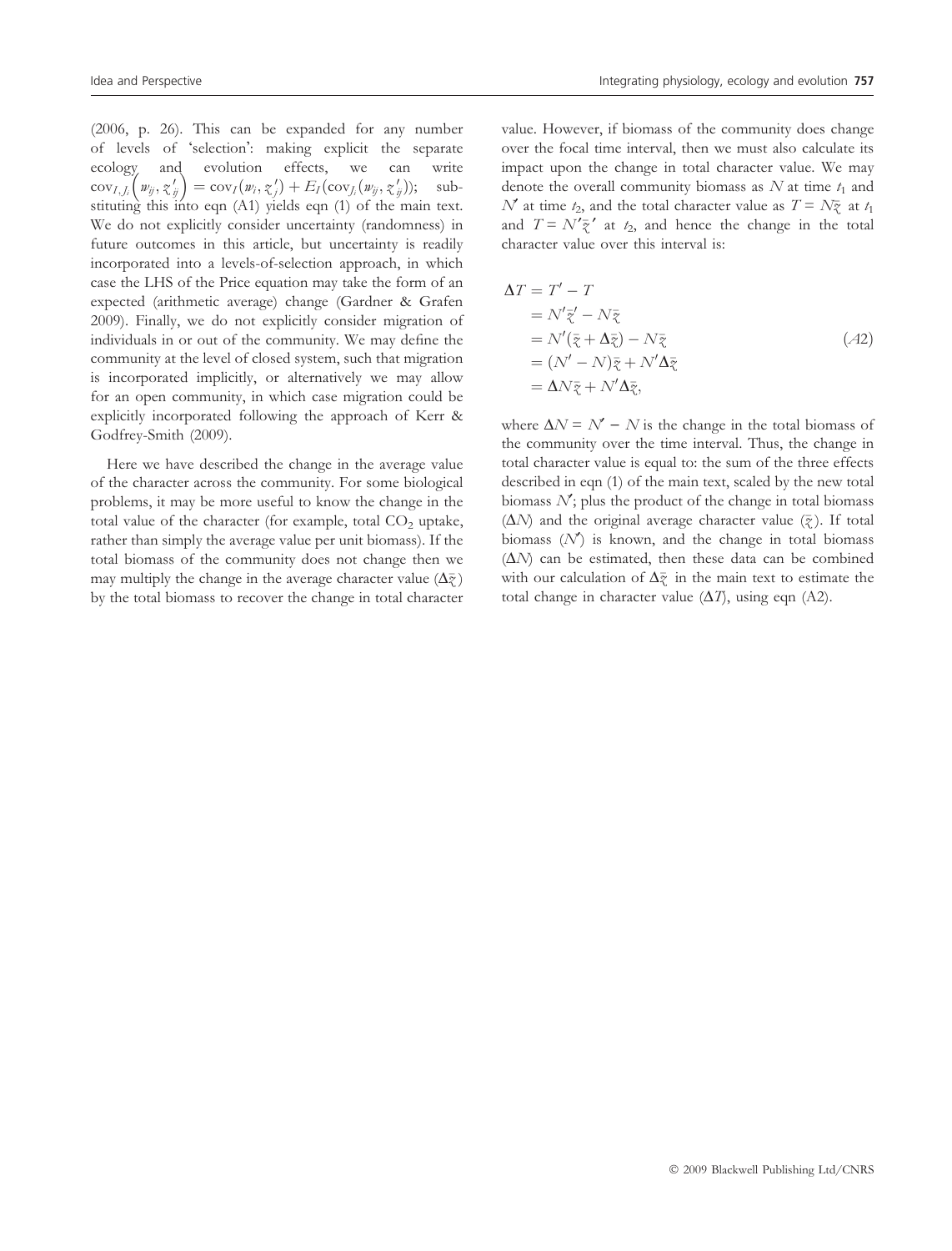(2006, p. 26). This can be expanded for any number of levels of 'selection': making explicit the separate ecology and evolution effects, we can write $\mathrm{cov}_{I,J_i}\left(w_{ij}, z'_{ij}\right) = \mathrm{cov}_I(w_i, z'_j) + E_I(\mathrm{cov}_{J_i}(w_{ij}, z'_{ij}))$; substituting this into eqn (A1) yields eqn (1) of the main text. We do not explicitly consider uncertainty (randomness) in future outcomes in this article, but uncertainty is readily incorporated into a levels-of-selection approach, in which case the LHS of the Price equation may take the form of an expected (arithmetic average) change (Gardner & Grafen 2009). Finally, we do not explicitly consider migration of individuals in or out of the community. We may define the community at the level of closed system, such that migration is incorporated implicitly, or alternatively we may allow for an open community, in which case migration could be explicitly incorporated following the approach of Kerr & Godfrey-Smith (2009).

Here we have described the change in the average value of the character across the community. For some biological problems, it may be more useful to know the change in the total value of the character (for example, total $CO_2$ uptake, rather than simply the average value per unit biomass). If the total biomass of the community does not change then we may multiply the change in the average character value ($\Delta\bar{z}$) by the total biomass to recover the change in total character value. However, if biomass of the community does change over the focal time interval, then we must also calculate its impact upon the change in total character value. We may denote the overall community biomass as $N$ at time $t_1$ and $N'$ at time $t_2$, and the total character value as $T = N\bar{z}$ at $t_1$ and $T = N'\bar{z}'$ at $t_2$, and hence the change in the total character value over this interval is:

$$
\begin{aligned}
\Delta T &= T' - T \\
&= N'\bar{z}' - N\bar{z} \\
&= N'(\bar{z} + \Delta\bar{z}) - N\bar{z} \\
&= (N' - N)\bar{z} + N'\Delta\bar{z} \\
&= \Delta N\bar{z} + N'\Delta\bar{z},
\end{aligned}
\qquad (A2)
$$

where $\Delta N = N' - N$ is the change in the total biomass of the community over the time interval. Thus, the change in total character value is equal to: the sum of the three effects described in eqn (1) of the main text, scaled by the new total biomass $N'$; plus the product of the change in total biomass ($\Delta N$) and the original average character value ($\bar{z}$). If total biomass ($N'$) is known, and the change in total biomass ($\Delta N$) can be estimated, then these data can be combined with our calculation of $\Delta\bar{z}$ in the main text to estimate the total change in character value ($\Delta T$), using eqn (A2).